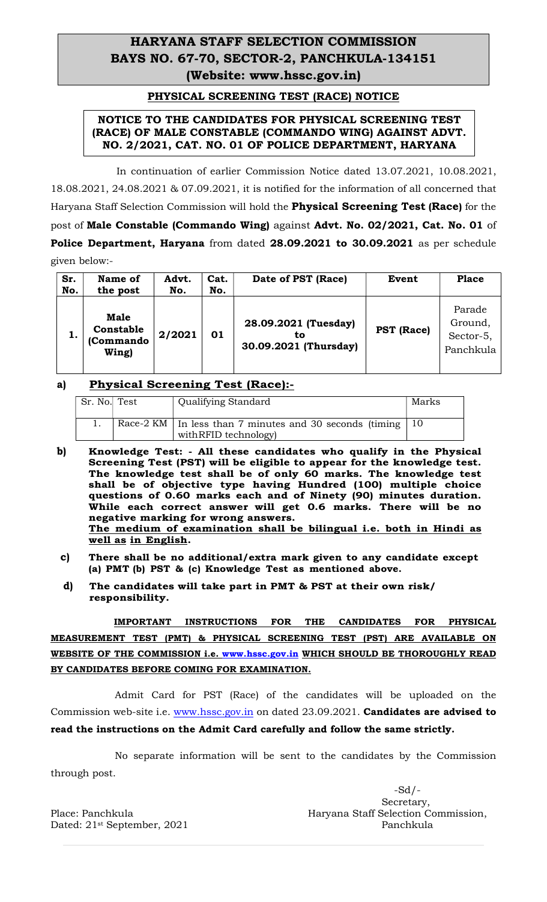# HARYANA STAFF SELECTION COMMISSION
# BAYS NO. 67-70, SECTOR-2, PANCHKULA-134151
## (Website: www.hssc.gov.in)

**PHYSICAL SCREENING TEST (RACE) NOTICE**

**NOTICE TO THE CANDIDATES FOR PHYSICAL SCREENING TEST (RACE) OF MALE CONSTABLE (COMMANDO WING) AGAINST ADVT. NO. 2/2021, CAT. NO. 01 OF POLICE DEPARTMENT, HARYANA**

In continuation of earlier Commission Notice dated 13.07.2021, 10.08.2021, 18.08.2021, 24.08.2021 & 07.09.2021, it is notified for the information of all concerned that Haryana Staff Selection Commission will hold the **Physical Screening Test (Race)** for the post of **Male Constable (Commando Wing)** against **Advt. No. 02/2021, Cat. No. 01** of **Police Department, Haryana** from dated **28.09.2021 to 30.09.2021** as per schedule given below:-

| Sr. No. | Name of the post | Advt. No. | Cat. No. | Date of PST (Race) | Event | Place |
|---|---|---|---|---|---|---|
| **1.** | **Male Constable (Commando Wing)** | **2/2021** | **01** | **28.09.2021 (Tuesday) to 30.09.2021 (Thursday)** | **PST (Race)** | Parade Ground, Sector-5, Panchkula |

**a) Physical Screening Test (Race):-**

| Sr. No. | Test | Qualifying Standard | Marks |
|---|---|---|---|
| 1. | Race-2 KM | In less than 7 minutes and 30 seconds (timing withRFID technology) | 10 |

**b) Knowledge Test: - All these candidates who qualify in the Physical Screening Test (PST) will be eligible to appear for the knowledge test. The knowledge test shall be of only 60 marks. The knowledge test shall be of objective type having Hundred (100) multiple choice questions of 0.60 marks each and of Ninety (90) minutes duration. While each correct answer will get 0.6 marks. There will be no negative marking for wrong answers.**
**The medium of examination shall be bilingual i.e. both in Hindi as well as in English.**

**c) There shall be no additional/extra mark given to any candidate except (a) PMT (b) PST & (c) Knowledge Test as mentioned above.**

**d) The candidates will take part in PMT & PST at their own risk/ responsibility.**

**IMPORTANT INSTRUCTIONS FOR THE CANDIDATES FOR PHYSICAL MEASUREMENT TEST (PMT) & PHYSICAL SCREENING TEST (PST) ARE AVAILABLE ON WEBSITE OF THE COMMISSION i.e. www.hssc.gov.in WHICH SHOULD BE THOROUGHLY READ BY CANDIDATES BEFORE COMING FOR EXAMINATION.**

Admit Card for PST (Race) of the candidates will be uploaded on the Commission web-site i.e. www.hssc.gov.in on dated 23.09.2021. **Candidates are advised to read the instructions on the Admit Card carefully and follow the same strictly.**

No separate information will be sent to the candidates by the Commission through post.

-Sd/-
Secretary,
Haryana Staff Selection Commission,
Panchkula

Place: Panchkula
Dated: 21st September, 2021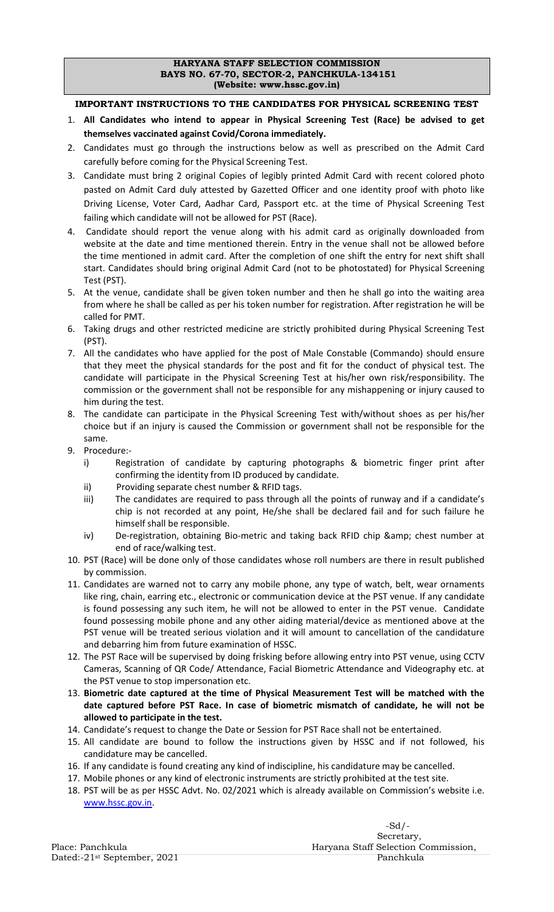**HARYANA STAFF SELECTION COMMISSION**
**BAYS NO. 67-70, SECTOR-2, PANCHKULA-134151**
**(Website: www.hssc.gov.in)**

## IMPORTANT INSTRUCTIONS TO THE CANDIDATES FOR PHYSICAL SCREENING TEST

1. **All Candidates who intend to appear in Physical Screening Test (Race) be advised to get themselves vaccinated against Covid/Corona immediately.**
2. Candidates must go through the instructions below as well as prescribed on the Admit Card carefully before coming for the Physical Screening Test.
3. Candidate must bring 2 original Copies of legibly printed Admit Card with recent colored photo pasted on Admit Card duly attested by Gazetted Officer and one identity proof with photo like Driving License, Voter Card, Aadhar Card, Passport etc. at the time of Physical Screening Test failing which candidate will not be allowed for PST (Race).
4. Candidate should report the venue along with his admit card as originally downloaded from website at the date and time mentioned therein. Entry in the venue shall not be allowed before the time mentioned in admit card. After the completion of one shift the entry for next shift shall start. Candidates should bring original Admit Card (not to be photostated) for Physical Screening Test (PST).
5. At the venue, candidate shall be given token number and then he shall go into the waiting area from where he shall be called as per his token number for registration. After registration he will be called for PMT.
6. Taking drugs and other restricted medicine are strictly prohibited during Physical Screening Test (PST).
7. All the candidates who have applied for the post of Male Constable (Commando) should ensure that they meet the physical standards for the post and fit for the conduct of physical test. The candidate will participate in the Physical Screening Test at his/her own risk/responsibility. The commission or the government shall not be responsible for any mishappening or injury caused to him during the test.
8. The candidate can participate in the Physical Screening Test with/without shoes as per his/her choice but if an injury is caused the Commission or government shall not be responsible for the same.
9. Procedure:-
   i) Registration of candidate by capturing photographs & biometric finger print after confirming the identity from ID produced by candidate.
   ii) Providing separate chest number & RFID tags.
   iii) The candidates are required to pass through all the points of runway and if a candidate's chip is not recorded at any point, He/she shall be declared fail and for such failure he himself shall be responsible.
   iv) De-registration, obtaining Bio-metric and taking back RFID chip &amp; chest number at end of race/walking test.
10. PST (Race) will be done only of those candidates whose roll numbers are there in result published by commission.
11. Candidates are warned not to carry any mobile phone, any type of watch, belt, wear ornaments like ring, chain, earring etc., electronic or communication device at the PST venue. If any candidate is found possessing any such item, he will not be allowed to enter in the PST venue. Candidate found possessing mobile phone and any other aiding material/device as mentioned above at the PST venue will be treated serious violation and it will amount to cancellation of the candidature and debarring him from future examination of HSSC.
12. The PST Race will be supervised by doing frisking before allowing entry into PST venue, using CCTV Cameras, Scanning of QR Code/ Attendance, Facial Biometric Attendance and Videography etc. at the PST venue to stop impersonation etc.
13. **Biometric date captured at the time of Physical Measurement Test will be matched with the date captured before PST Race. In case of biometric mismatch of candidate, he will not be allowed to participate in the test.**
14. Candidate's request to change the Date or Session for PST Race shall not be entertained.
15. All candidate are bound to follow the instructions given by HSSC and if not followed, his candidature may be cancelled.
16. If any candidate is found creating any kind of indiscipline, his candidature may be cancelled.
17. Mobile phones or any kind of electronic instruments are strictly prohibited at the test site.
18. PST will be as per HSSC Advt. No. 02/2021 which is already available on Commission's website i.e. www.hssc.gov.in.

-Sd/-
Secretary,
Haryana Staff Selection Commission,
Panchkula

Place: Panchkula
Dated:-21st September, 2021